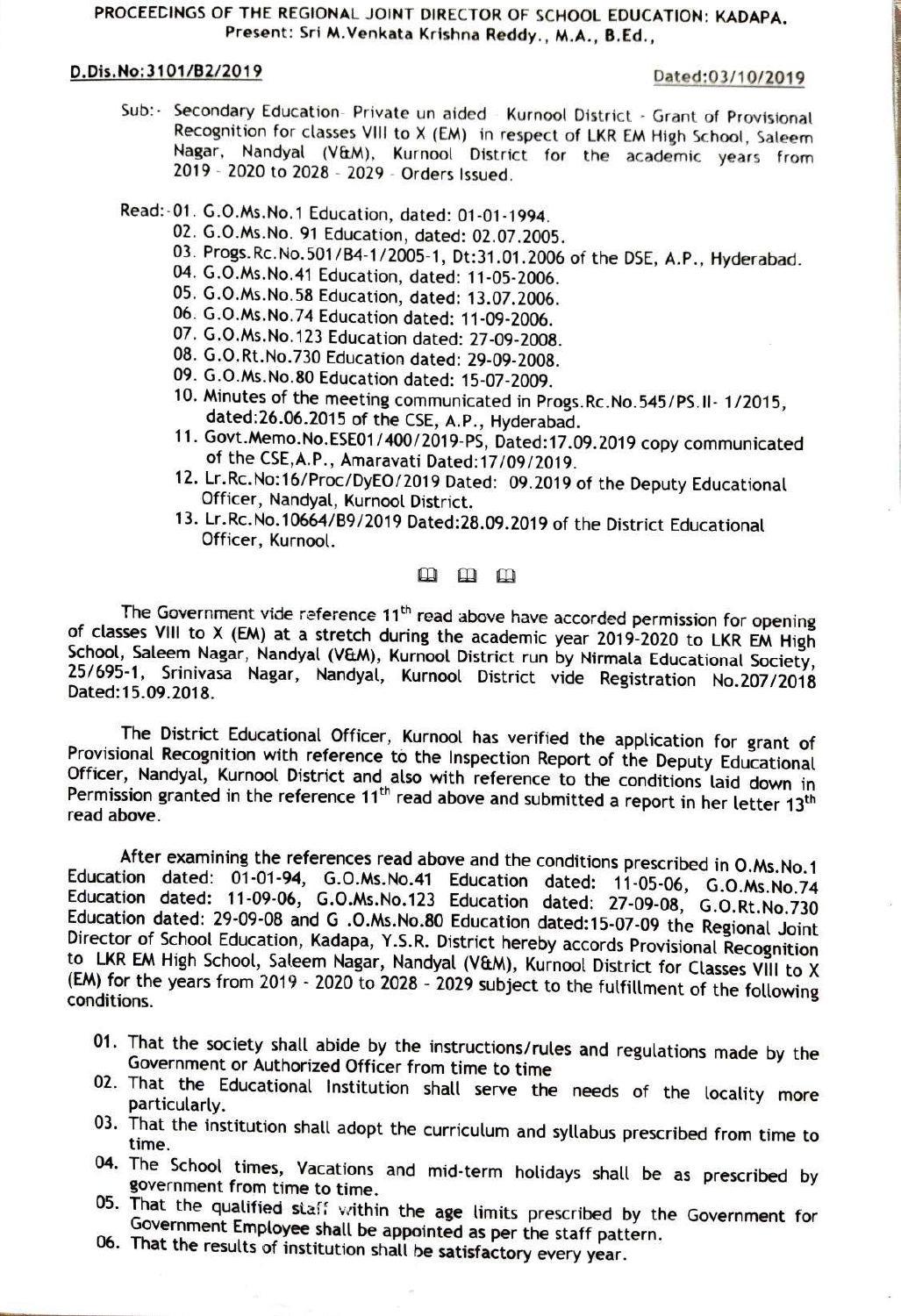**PROCEEDINGS OF THE REGIONAL JOINT DIRECTOR OF SCHOOL EDUCATION: KADAPA.**
**Present: Sri M.Venkata Krishna Reddy., M.A., B.Ed.,**

**D.Dis.No:3101/B2/2019** **Dated:03/10/2019**

Sub:- Secondary Education- Private un aided - Kurnool District - Grant of Provisional Recognition for classes VIII to X (EM) in respect of LKR EM High School, Saleem Nagar, Nandyal (V&M), Kurnool District for the academic years from 2019 - 2020 to 2028 - 2029 - Orders Issued.

Read:-
01. G.O.Ms.No.1 Education, dated: 01-01-1994.
02. G.O.Ms.No. 91 Education, dated: 02.07.2005.
03. Progs.Rc.No.501/B4-1/2005-1, Dt:31.01.2006 of the DSE, A.P., Hyderabad.
04. G.O.Ms.No.41 Education, dated: 11-05-2006.
05. G.O.Ms.No.58 Education, dated: 13.07.2006.
06. G.O.Ms.No.74 Education dated: 11-09-2006.
07. G.O.Ms.No.123 Education dated: 27-09-2008.
08. G.O.Rt.No.730 Education dated: 29-09-2008.
09. G.O.Ms.No.80 Education dated: 15-07-2009.
10. Minutes of the meeting communicated in Progs.Rc.No.545/PS.II- 1/2015, dated:26.06.2015 of the CSE, A.P., Hyderabad.
11. Govt.Memo.No.ESE01/400/2019-PS, Dated:17.09.2019 copy communicated of the CSE,A.P., Amaravati Dated:17/09/2019.
12. Lr.Rc.No:16/Proc/DyEO/2019 Dated: 09.2019 of the Deputy Educational Officer, Nandyal, Kurnool District.
13. Lr.Rc.No.10664/B9/2019 Dated:28.09.2019 of the District Educational Officer, Kurnool.

The Government vide reference 11th read above have accorded permission for opening of classes VIII to X (EM) at a stretch during the academic year 2019-2020 to LKR EM High School, Saleem Nagar, Nandyal (V&M), Kurnool District run by Nirmala Educational Society, 25/695-1, Srinivasa Nagar, Nandyal, Kurnool District vide Registration No.207/2018 Dated:15.09.2018.

The District Educational Officer, Kurnool has verified the application for grant of Provisional Recognition with reference to the Inspection Report of the Deputy Educational Officer, Nandyal, Kurnool District and also with reference to the conditions laid down in Permission granted in the reference 11th read above and submitted a report in her letter 13th read above.

After examining the references read above and the conditions prescribed in O.Ms.No.1 Education dated: 01-01-94, G.O.Ms.No.41 Education dated: 11-05-06, G.O.Ms.No.74 Education dated: 11-09-06, G.O.Ms.No.123 Education dated: 27-09-08, G.O.Rt.No.730 Education dated: 29-09-08 and G .O.Ms.No.80 Education dated:15-07-09 the Regional Joint Director of School Education, Kadapa, Y.S.R. District hereby accords Provisional Recognition to LKR EM High School, Saleem Nagar, Nandyal (V&M), Kurnool District for Classes VIII to X (EM) for the years from 2019 - 2020 to 2028 - 2029 subject to the fulfillment of the following conditions.

01. That the society shall abide by the instructions/rules and regulations made by the Government or Authorized Officer from time to time
02. That the Educational Institution shall serve the needs of the locality more particularly.
03. That the institution shall adopt the curriculum and syllabus prescribed from time to time.
04. The School times, Vacations and mid-term holidays shall be as prescribed by government from time to time.
05. That the qualified staff within the age limits prescribed by the Government for Government Employee shall be appointed as per the staff pattern.
06. That the results of institution shall be satisfactory every year.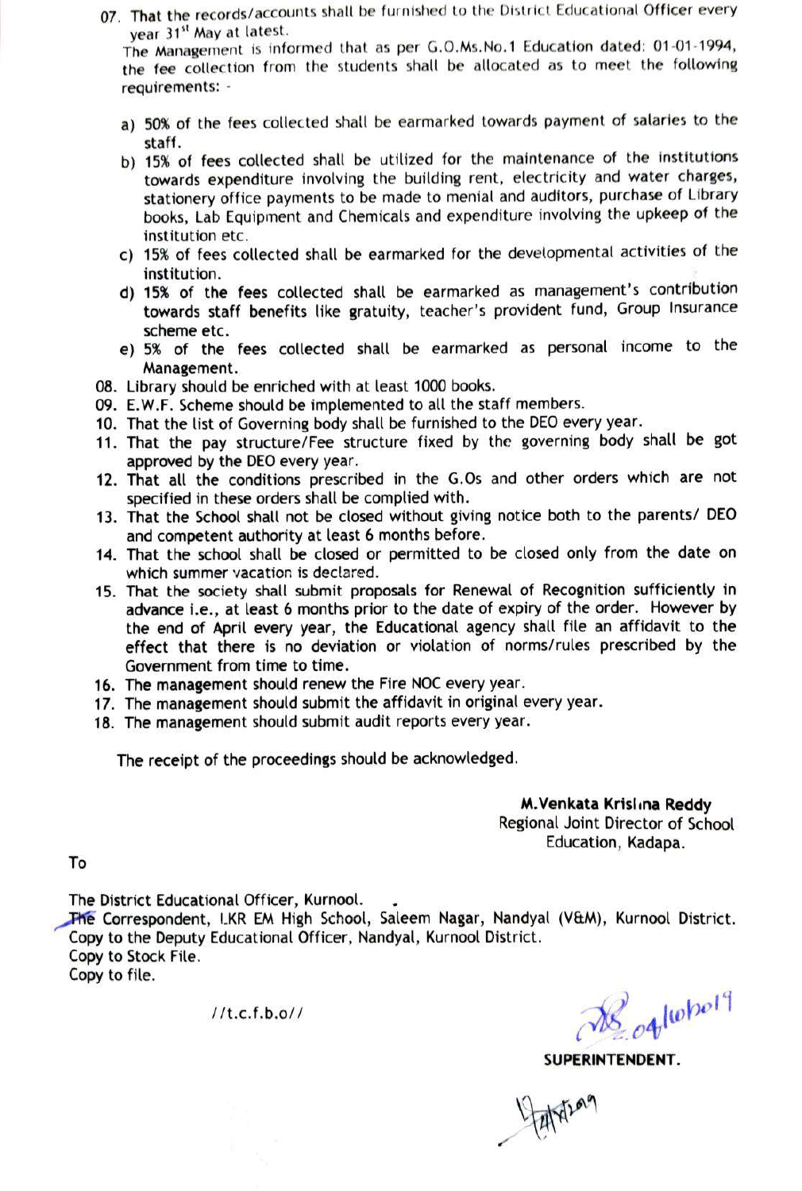07. That the records/accounts shall be furnished to the District Educational Officer every year 31st May at latest.

The Management is informed that as per G.O.Ms.No.1 Education dated: 01-01-1994, the fee collection from the students shall be allocated as to meet the following requirements: -

a) 50% of the fees collected shall be earmarked towards payment of salaries to the staff.
b) 15% of fees collected shall be utilized for the maintenance of the institutions towards expenditure involving the building rent, electricity and water charges, stationery office payments to be made to menial and auditors, purchase of Library books, Lab Equipment and Chemicals and expenditure involving the upkeep of the institution etc.
c) 15% of fees collected shall be earmarked for the developmental activities of the institution.
d) 15% of the fees collected shall be earmarked as management's contribution towards staff benefits like gratuity, teacher's provident fund, Group Insurance scheme etc.
e) 5% of the fees collected shall be earmarked as personal income to the Management.

08. Library should be enriched with at least 1000 books.
09. E.W.F. Scheme should be implemented to all the staff members.
10. That the list of Governing body shall be furnished to the DEO every year.
11. That the pay structure/Fee structure fixed by the governing body shall be got approved by the DEO every year.
12. That all the conditions prescribed in the G.Os and other orders which are not specified in these orders shall be complied with.
13. That the School shall not be closed without giving notice both to the parents/ DEO and competent authority at least 6 months before.
14. That the school shall be closed or permitted to be closed only from the date on which summer vacation is declared.
15. That the society shall submit proposals for Renewal of Recognition sufficiently in advance i.e., at least 6 months prior to the date of expiry of the order. However by the end of April every year, the Educational agency shall file an affidavit to the effect that there is no deviation or violation of norms/rules prescribed by the Government from time to time.
16. The management should renew the Fire NOC every year.
17. The management should submit the affidavit in original every year.
18. The management should submit audit reports every year.

The receipt of the proceedings should be acknowledged.

M.Venkata Krishna Reddy
Regional Joint Director of School Education, Kadapa.

To

The District Educational Officer, Kurnool.
The Correspondent, LKR EM High School, Saleem Nagar, Nandyal (V&M), Kurnool District.
Copy to the Deputy Educational Officer, Nandyal, Kurnool District.
Copy to Stock File.
Copy to file.

//t.c.f.b.o//

04/10/2019

SUPERINTENDENT.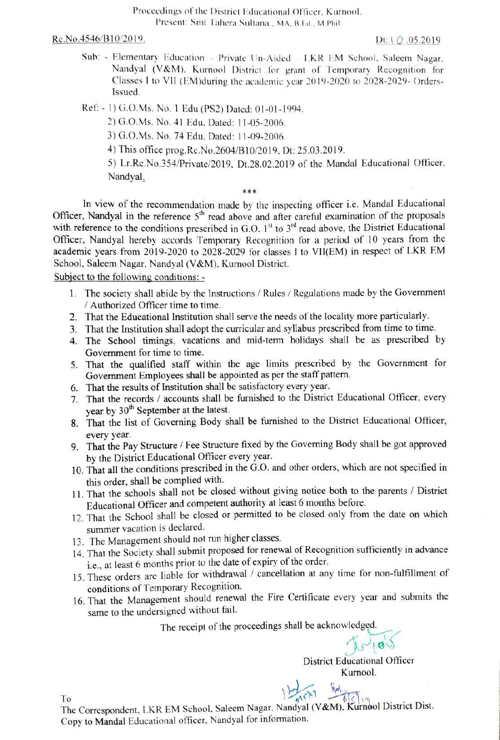Proceedings of the District Educational Officer, Kurnool.
Present: Smt Tahera Sultana., MA, B.Ed., M.Phil.

Rc.No.4546/B10/2019. Dt: 10.05.2019

Sub: - Elementary Education – Private Un-Aided – LKR EM School, Saleem Nagar, Nandyal (V&M), Kurnool District for grant of Temporary Recognition for Classes I to VII (EM)during the academic year 2019-2020 to 2028-2029- Orders- Issued.

Ref: - 1) G.O.Ms. No. 1 Edu (PS2) Dated: 01-01-1994.
2) G.O.Ms. No. 41 Edu, Dated: 11-05-2006.
3) G.O.Ms. No. 74 Edu, Dated: 11-09-2006.
4) This office prog.Rc.No.2604/B10/2019, Dt: 25.03.2019.
5) Lr.Rc.No.354/Private/2019, Dt.28.02.2019 of the Mandal Educational Officer, Nandyal.

\*\*\*

In view of the recommendation made by the inspecting officer i.e. Mandal Educational Officer, Nandyal in the reference 5[th] read above and after careful examination of the proposals with reference to the conditions prescribed in G.O. 1[st] to 3[rd] read above, the District Educational Officer, Nandyal hereby accords Temporary Recognition for a period of 10 years from the academic years from 2019-2020 to 2028-2029 for classes I to VII(EM) in respect of LKR EM School, Saleem Nagar, Nandyal (V&M), Kurnool District.

Subject to the following conditions: -

1. The society shall abide by the Instructions / Rules / Regulations made by the Government / Authorized Officer time to time.
2. That the Educational Institution shall serve the needs of the locality more particularly.
3. That the Institution shall adopt the curricular and syllabus prescribed from time to time.
4. The School timings, vacations and mid-term holidays shall be as prescribed by Government for time to time.
5. That the qualified staff within the age limits prescribed by the Government for Government Employees shall be appointed as per the staff pattern.
6. That the results of Institution shall be satisfactory every year.
7. That the records / accounts shall be furnished to the District Educational Officer, every year by 30[th] September at the latest.
8. That the list of Governing Body shall be furnished to the District Educational Officer, every year.
9. That the Pay Structure / Fee Structure fixed by the Governing Body shall be got approved by the District Educational Officer every year.
10. That all the conditions prescribed in the G.O. and other orders, which are not specified in this order, shall be complied with.
11. That the schools shall not be closed without giving notice both to the parents / District Educational Officer and competent authority at least 6 months before.
12. That the School shall be closed or permitted to be closed only from the date on which summer vacation is declared.
13. The Management should not run higher classes.
14. That the Society shall submit proposed for renewal of Recognition sufficiently in advance i.e., at least 6 months prior to the date of expiry of the order.
15. These orders are liable for withdrawal / cancellation at any time for non-fulfillment of conditions of Temporary Recognition.
16. That the Management should renewal the Fire Certificate every year and submits the same to the undersigned without fail.

The receipt of the proceedings shall be acknowledged.

District Educational Officer
Kurnool.

To
The Correspondent, LKR EM School, Saleem Nagar, Nandyal (V&M), Kurnool District Dist.
Copy to Mandal Educational officer, Nandyal for information.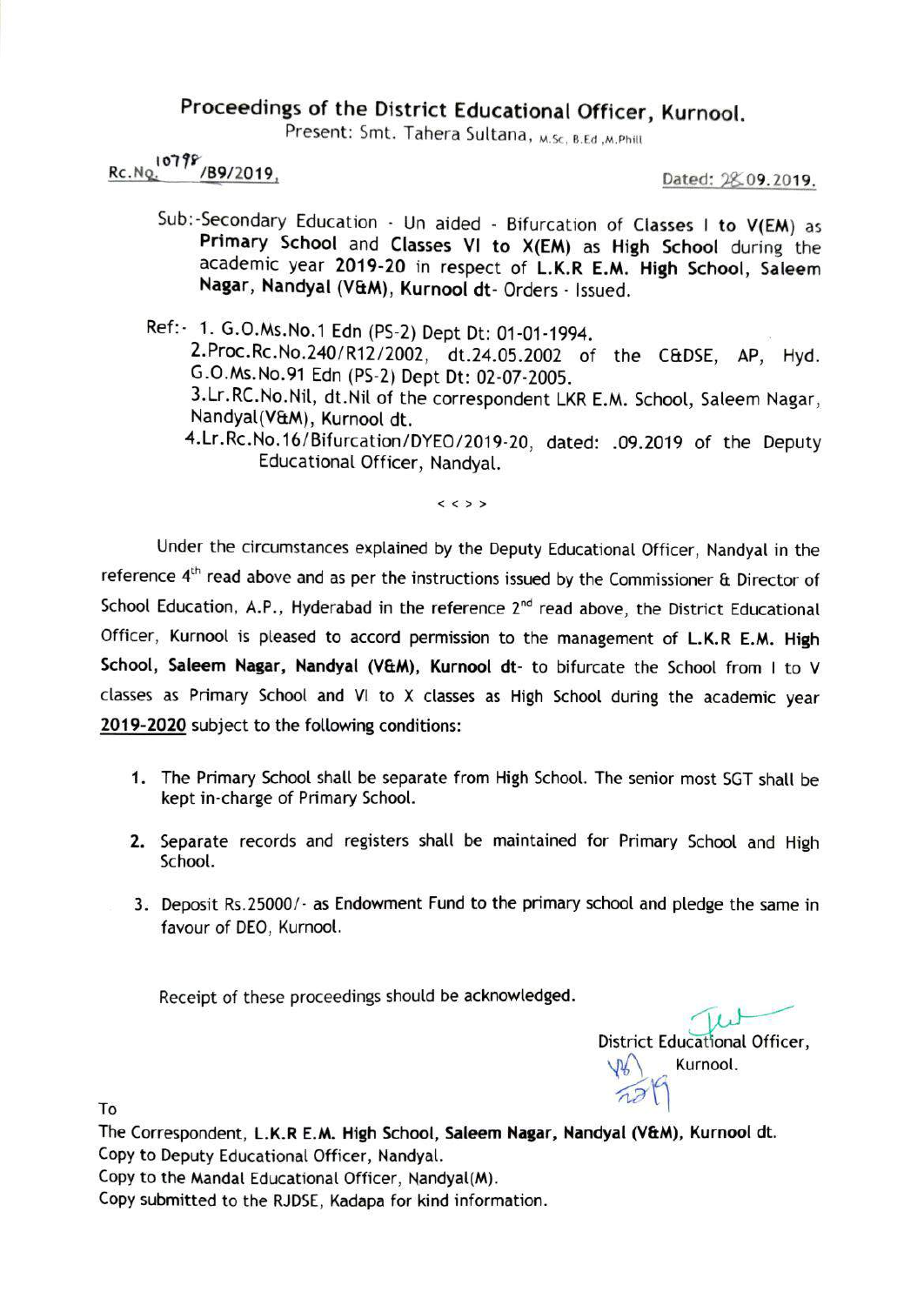# Proceedings of the District Educational Officer, Kurnool.

Present: Smt. Tahera Sultana, M.Sc, B.Ed, M.Phil

Rc.No.10798/B9/2019, Dated: 28.09.2019.

Sub:-Secondary Education - Un aided - Bifurcation of **Classes I to V(EM)** as **Primary School** and **Classes VI to X(EM)** as **High School** during the academic year **2019-20** in respect of **L.K.R E.M. High School, Saleem Nagar, Nandyal (V&M), Kurnool dt**- Orders - Issued.

Ref:- 1. G.O.Ms.No.1 Edn (PS-2) Dept Dt: 01-01-1994.
2. Proc.Rc.No.240/R12/2002, dt.24.05.2002 of the C&DSE, AP, Hyd. G.O.Ms.No.91 Edn (PS-2) Dept Dt: 02-07-2005.
3. Lr.RC.No.Nil, dt.Nil of the correspondent LKR E.M. School, Saleem Nagar, Nandyal(V&M), Kurnool dt.
4. Lr.Rc.No.16/Bifurcation/DYEO/2019-20, dated: .09.2019 of the Deputy Educational Officer, Nandyal.

< < > >

Under the circumstances explained by the Deputy Educational Officer, Nandyal in the reference 4th read above and as per the instructions issued by the Commissioner & Director of School Education, A.P., Hyderabad in the reference 2nd read above, the District Educational Officer, Kurnool is pleased to accord permission to the management of **L.K.R E.M. High School, Saleem Nagar, Nandyal (V&M), Kurnool dt**- to bifurcate the School from I to V classes as Primary School and VI to X classes as High School during the academic year **2019-2020** subject to the following conditions:

1. The Primary School shall be separate from High School. The senior most SGT shall be kept in-charge of Primary School.
2. Separate records and registers shall be maintained for Primary School and High School.
3. Deposit Rs.25000/- as Endowment Fund to the primary school and pledge the same in favour of DEO, Kurnool.

Receipt of these proceedings should be acknowledged.

District Educational Officer,
Kurnool.

To
The Correspondent, **L.K.R E.M. High School, Saleem Nagar, Nandyal (V&M), Kurnool dt.**
Copy to Deputy Educational Officer, Nandyal.
Copy to the Mandal Educational Officer, Nandyal(M).
Copy submitted to the RJDSE, Kadapa for kind information.